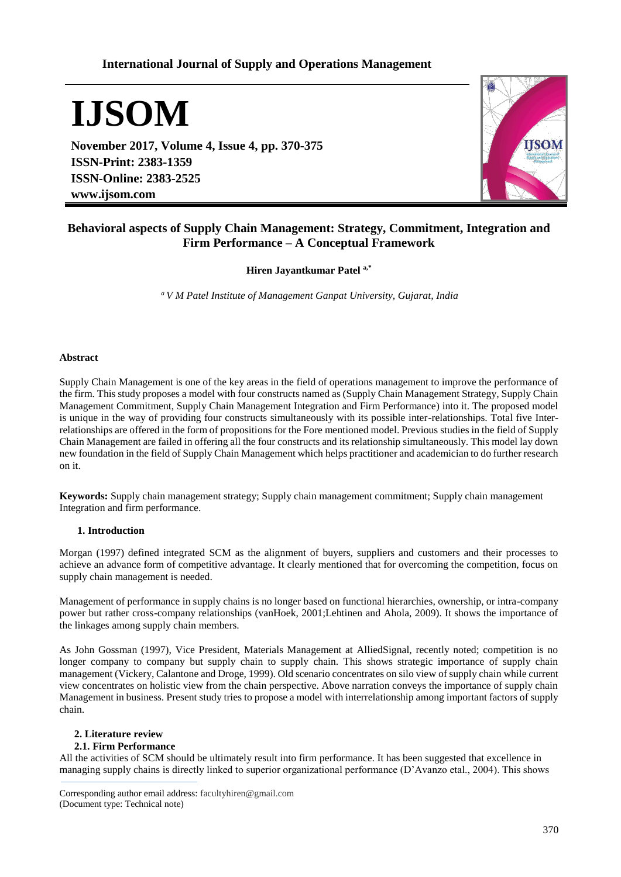# Behavioral aspects of Supply Chain Management: Strategy, Commitment, Integration and Firm Performance – A Conceptual Framework

**Hiren Jayantkumar Patel** [a,*]

[a] *V M Patel Institute of Management Ganpat University, Gujarat, India*

## Abstract

Supply Chain Management is one of the key areas in the field of operations management to improve the performance of the firm. This study proposes a model with four constructs named as (Supply Chain Management Strategy, Supply Chain Management Commitment, Supply Chain Management Integration and Firm Performance) into it. The proposed model is unique in the way of providing four constructs simultaneously with its possible inter-relationships. Total five Inter-relationships are offered in the form of propositions for the Fore mentioned model. Previous studies in the field of Supply Chain Management are failed in offering all the four constructs and its relationship simultaneously. This model lay down new foundation in the field of Supply Chain Management which helps practitioner and academician to do further research on it.

**Keywords:** Supply chain management strategy; Supply chain management commitment; Supply chain management Integration and firm performance.

## 1. Introduction

Morgan (1997) defined integrated SCM as the alignment of buyers, suppliers and customers and their processes to achieve an advance form of competitive advantage. It clearly mentioned that for overcoming the competition, focus on supply chain management is needed.

Management of performance in supply chains is no longer based on functional hierarchies, ownership, or intra-company power but rather cross-company relationships (vanHoek, 2001;Lehtinen and Ahola, 2009). It shows the importance of the linkages among supply chain members.

As John Gossman (1997), Vice President, Materials Management at AlliedSignal, recently noted; competition is no longer company to company but supply chain to supply chain. This shows strategic importance of supply chain management (Vickery, Calantone and Droge, 1999). Old scenario concentrates on silo view of supply chain while current view concentrates on holistic view from the chain perspective. Above narration conveys the importance of supply chain Management in business. Present study tries to propose a model with interrelationship among important factors of supply chain.

## 2. Literature review

### 2.1. Firm Performance

All the activities of SCM should be ultimately result into firm performance. It has been suggested that excellence in managing supply chains is directly linked to superior organizational performance (D'Avanzo etal., 2004). This shows

Corresponding author email address: facultyhiren@gmail.com
(Document type: Technical note)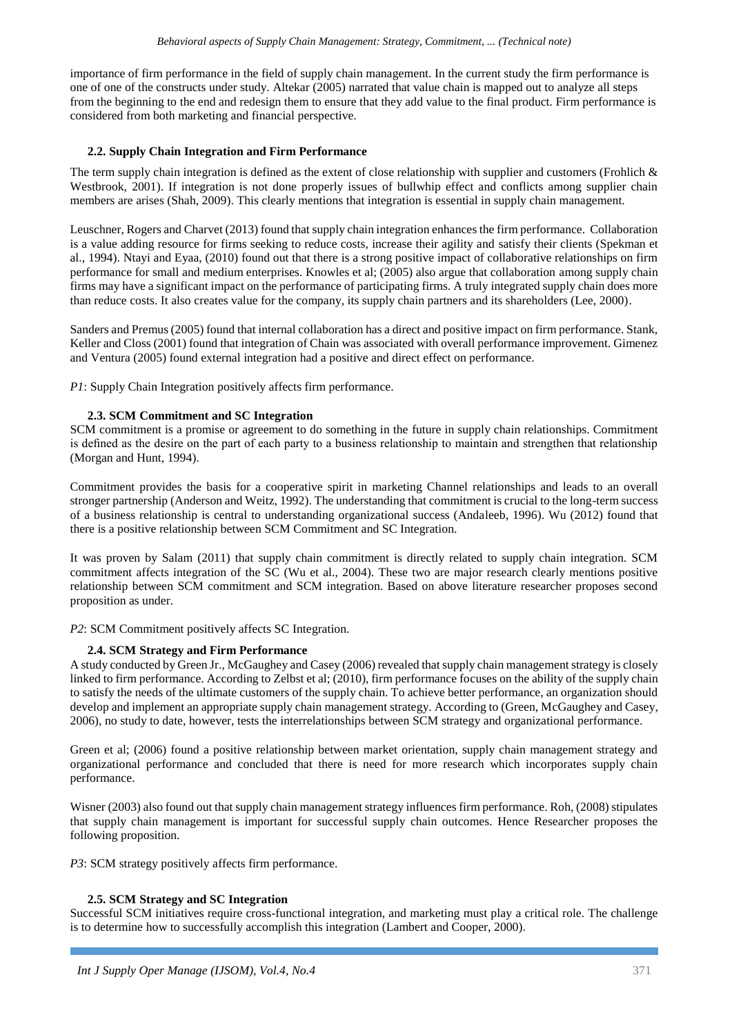importance of firm performance in the field of supply chain management. In the current study the firm performance is one of one of the constructs under study. Altekar (2005) narrated that value chain is mapped out to analyze all steps from the beginning to the end and redesign them to ensure that they add value to the final product. Firm performance is considered from both marketing and financial perspective.

### 2.2. Supply Chain Integration and Firm Performance

The term supply chain integration is defined as the extent of close relationship with supplier and customers (Frohlich & Westbrook, 2001). If integration is not done properly issues of bullwhip effect and conflicts among supplier chain members are arises (Shah, 2009). This clearly mentions that integration is essential in supply chain management.

Leuschner, Rogers and Charvet (2013) found that supply chain integration enhances the firm performance. Collaboration is a value adding resource for firms seeking to reduce costs, increase their agility and satisfy their clients (Spekman et al., 1994). Ntayi and Eyaa, (2010) found out that there is a strong positive impact of collaborative relationships on firm performance for small and medium enterprises. Knowles et al; (2005) also argue that collaboration among supply chain firms may have a significant impact on the performance of participating firms. A truly integrated supply chain does more than reduce costs. It also creates value for the company, its supply chain partners and its shareholders (Lee, 2000).

Sanders and Premus (2005) found that internal collaboration has a direct and positive impact on firm performance. Stank, Keller and Closs (2001) found that integration of Chain was associated with overall performance improvement. Gimenez and Ventura (2005) found external integration had a positive and direct effect on performance.

*P1*: Supply Chain Integration positively affects firm performance.

### 2.3. SCM Commitment and SC Integration

SCM commitment is a promise or agreement to do something in the future in supply chain relationships. Commitment is defined as the desire on the part of each party to a business relationship to maintain and strengthen that relationship (Morgan and Hunt, 1994).

Commitment provides the basis for a cooperative spirit in marketing Channel relationships and leads to an overall stronger partnership (Anderson and Weitz, 1992). The understanding that commitment is crucial to the long-term success of a business relationship is central to understanding organizational success (Andaleeb, 1996). Wu (2012) found that there is a positive relationship between SCM Commitment and SC Integration.

It was proven by Salam (2011) that supply chain commitment is directly related to supply chain integration. SCM commitment affects integration of the SC (Wu et al., 2004). These two are major research clearly mentions positive relationship between SCM commitment and SCM integration. Based on above literature researcher proposes second proposition as under.

*P2*: SCM Commitment positively affects SC Integration.

### 2.4. SCM Strategy and Firm Performance

A study conducted by Green Jr., McGaughey and Casey (2006) revealed that supply chain management strategy is closely linked to firm performance. According to Zelbst et al; (2010), firm performance focuses on the ability of the supply chain to satisfy the needs of the ultimate customers of the supply chain. To achieve better performance, an organization should develop and implement an appropriate supply chain management strategy. According to (Green, McGaughey and Casey, 2006), no study to date, however, tests the interrelationships between SCM strategy and organizational performance.

Green et al; (2006) found a positive relationship between market orientation, supply chain management strategy and organizational performance and concluded that there is need for more research which incorporates supply chain performance.

Wisner (2003) also found out that supply chain management strategy influences firm performance. Roh, (2008) stipulates that supply chain management is important for successful supply chain outcomes. Hence Researcher proposes the following proposition.

*P3*: SCM strategy positively affects firm performance.

### 2.5. SCM Strategy and SC Integration

Successful SCM initiatives require cross-functional integration, and marketing must play a critical role. The challenge is to determine how to successfully accomplish this integration (Lambert and Cooper, 2000).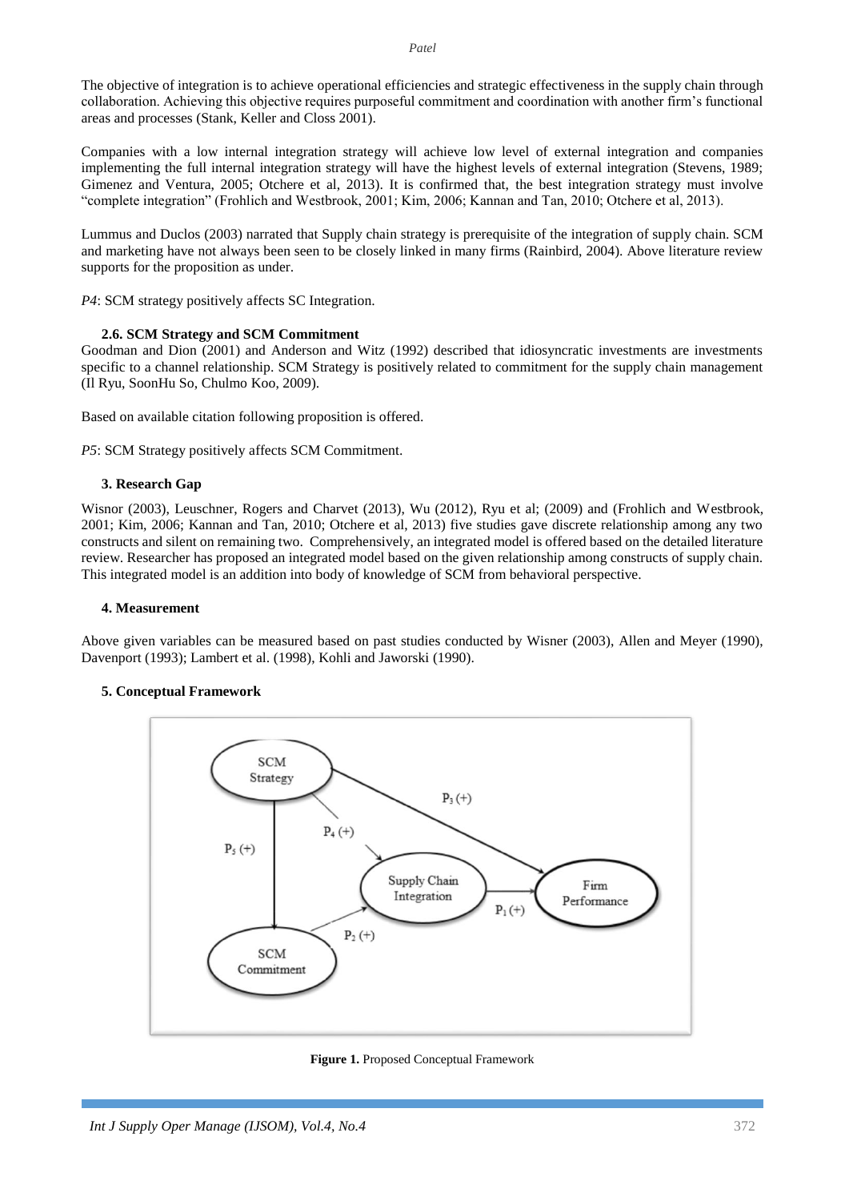The objective of integration is to achieve operational efficiencies and strategic effectiveness in the supply chain through collaboration. Achieving this objective requires purposeful commitment and coordination with another firm's functional areas and processes (Stank, Keller and Closs 2001).

Companies with a low internal integration strategy will achieve low level of external integration and companies implementing the full internal integration strategy will have the highest levels of external integration (Stevens, 1989; Gimenez and Ventura, 2005; Otchere et al, 2013). It is confirmed that, the best integration strategy must involve "complete integration" (Frohlich and Westbrook, 2001; Kim, 2006; Kannan and Tan, 2010; Otchere et al, 2013).

Lummus and Duclos (2003) narrated that Supply chain strategy is prerequisite of the integration of supply chain. SCM and marketing have not always been seen to be closely linked in many firms (Rainbird, 2004). Above literature review supports for the proposition as under.

*P4*: SCM strategy positively affects SC Integration.

### 2.6. SCM Strategy and SCM Commitment

Goodman and Dion (2001) and Anderson and Witz (1992) described that idiosyncratic investments are investments specific to a channel relationship. SCM Strategy is positively related to commitment for the supply chain management (Il Ryu, SoonHu So, Chulmo Koo, 2009).

Based on available citation following proposition is offered.

*P5*: SCM Strategy positively affects SCM Commitment.

## 3. Research Gap

Wisnor (2003), Leuschner, Rogers and Charvet (2013), Wu (2012), Ryu et al; (2009) and (Frohlich and Westbrook, 2001; Kim, 2006; Kannan and Tan, 2010; Otchere et al, 2013) five studies gave discrete relationship among any two constructs and silent on remaining two. Comprehensively, an integrated model is offered based on the detailed literature review. Researcher has proposed an integrated model based on the given relationship among constructs of supply chain. This integrated model is an addition into body of knowledge of SCM from behavioral perspective.

## 4. Measurement

Above given variables can be measured based on past studies conducted by Wisner (2003), Allen and Meyer (1990), Davenport (1993); Lambert et al. (1998), Kohli and Jaworski (1990).

## 5. Conceptual Framework

SCM Strategy → Firm Performance: $P_3$ (+)
SCM Strategy → Supply Chain Integration: $P_4$ (+)
SCM Strategy → SCM Commitment: $P_5$ (+)
SCM Commitment → Supply Chain Integration: $P_2$ (+)
Supply Chain Integration → Firm Performance: $P_1$ (+)

**Figure 1.** Proposed Conceptual Framework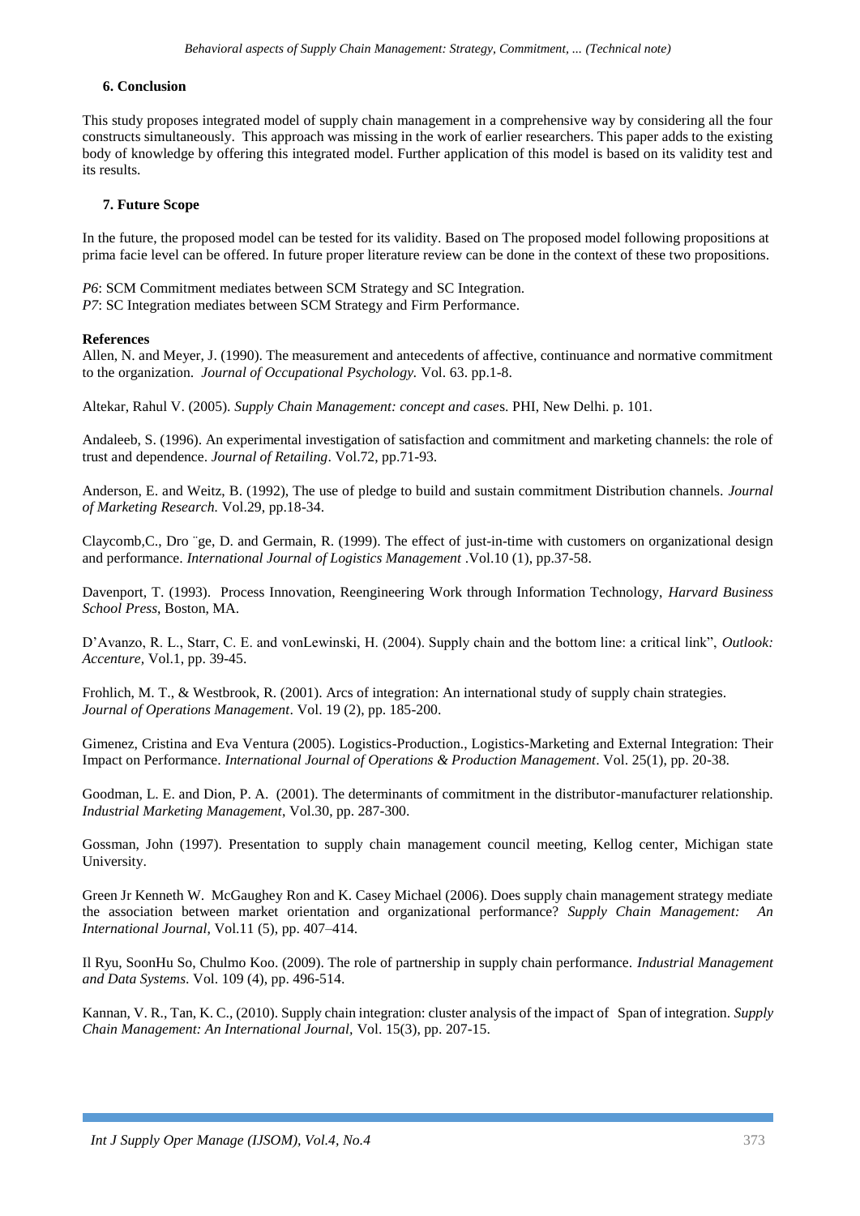## 6. Conclusion

This study proposes integrated model of supply chain management in a comprehensive way by considering all the four constructs simultaneously. This approach was missing in the work of earlier researchers. This paper adds to the existing body of knowledge by offering this integrated model. Further application of this model is based on its validity test and its results.

## 7. Future Scope

In the future, the proposed model can be tested for its validity. Based on The proposed model following propositions at prima facie level can be offered. In future proper literature review can be done in the context of these two propositions.

*P6*: SCM Commitment mediates between SCM Strategy and SC Integration.
*P7*: SC Integration mediates between SCM Strategy and Firm Performance.

**References**

Allen, N. and Meyer, J. (1990). The measurement and antecedents of affective, continuance and normative commitment to the organization. *Journal of Occupational Psychology.* Vol. 63. pp.1-8.

Altekar, Rahul V. (2005). *Supply Chain Management: concept and case*s. PHI, New Delhi. p. 101.

Andaleeb, S. (1996). An experimental investigation of satisfaction and commitment and marketing channels: the role of trust and dependence. *Journal of Retailing*. Vol.72, pp.71-93.

Anderson, E. and Weitz, B. (1992), The use of pledge to build and sustain commitment Distribution channels. *Journal of Marketing Research.* Vol.29, pp.18-34.

Claycomb,C., Dro ¨ge, D. and Germain, R. (1999). The effect of just-in-time with customers on organizational design and performance. *International Journal of Logistics Management* .Vol.10 (1), pp.37-58.

Davenport, T. (1993). Process Innovation, Reengineering Work through Information Technology, *Harvard Business School Press*, Boston, MA.

D'Avanzo, R. L., Starr, C. E. and vonLewinski, H. (2004). Supply chain and the bottom line: a critical link", *Outlook: Accenture,* Vol.1, pp. 39-45.

Frohlich, M. T., & Westbrook, R. (2001). Arcs of integration: An international study of supply chain strategies. *Journal of Operations Management*. Vol. 19 (2), pp. 185-200.

Gimenez, Cristina and Eva Ventura (2005). Logistics-Production., Logistics-Marketing and External Integration: Their Impact on Performance. *International Journal of Operations & Production Management*. Vol. 25(1), pp. 20-38.

Goodman, L. E. and Dion, P. A. (2001). The determinants of commitment in the distributor-manufacturer relationship. *Industrial Marketing Management*, Vol.30, pp. 287-300.

Gossman, John (1997). Presentation to supply chain management council meeting, Kellog center, Michigan state University.

Green Jr Kenneth W. McGaughey Ron and K. Casey Michael (2006). Does supply chain management strategy mediate the association between market orientation and organizational performance? *Supply Chain Management: An International Journal*, Vol.11 (5), pp. 407–414.

Il Ryu, SoonHu So, Chulmo Koo. (2009). The role of partnership in supply chain performance. *Industrial Management and Data Systems.* Vol. 109 (4), pp. 496-514.

Kannan, V. R., Tan, K. C., (2010). Supply chain integration: cluster analysis of the impact of Span of integration. *Supply Chain Management: An International Journal,* Vol. 15(3), pp. 207-15.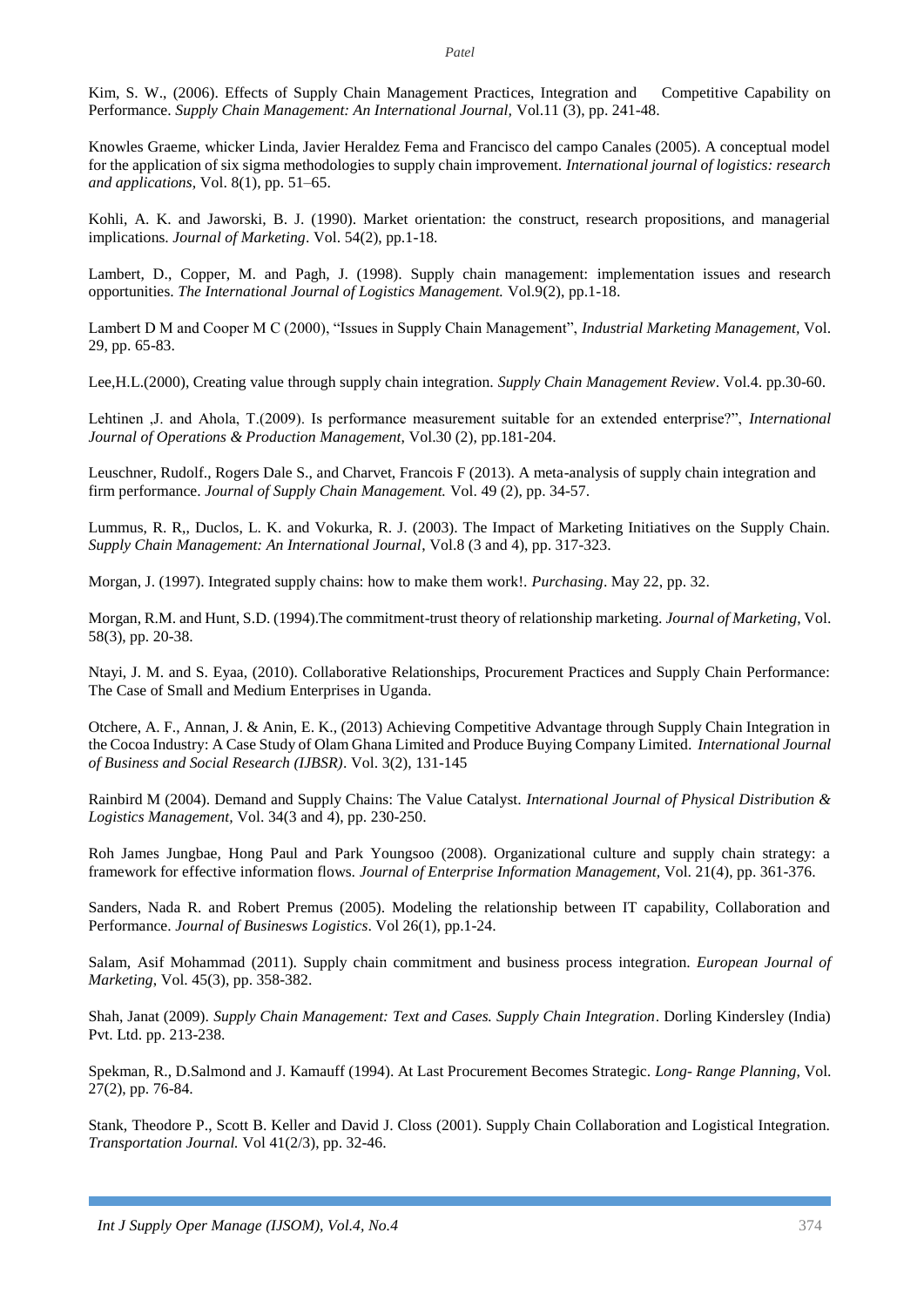Kim, S. W., (2006). Effects of Supply Chain Management Practices, Integration and Competitive Capability on Performance. *Supply Chain Management: An International Journal,* Vol.11 (3), pp. 241-48.

Knowles Graeme, whicker Linda, Javier Heraldez Fema and Francisco del campo Canales (2005). A conceptual model for the application of six sigma methodologies to supply chain improvement. *International journal of logistics: research and applications,* Vol. 8(1), pp. 51–65.

Kohli, A. K. and Jaworski, B. J. (1990). Market orientation: the construct, research propositions, and managerial implications. *Journal of Marketing*. Vol. 54(2), pp.1-18.

Lambert, D., Copper, M. and Pagh, J. (1998). Supply chain management: implementation issues and research opportunities. *The International Journal of Logistics Management.* Vol.9(2), pp.1-18.

Lambert D M and Cooper M C (2000), "Issues in Supply Chain Management", *Industrial Marketing Management,* Vol. 29, pp. 65-83.

Lee,H.L.(2000), Creating value through supply chain integration. *Supply Chain Management Review*. Vol.4. pp.30-60.

Lehtinen ,J. and Ahola, T.(2009). Is performance measurement suitable for an extended enterprise?", *International Journal of Operations & Production Management,* Vol.30 (2), pp.181-204.

Leuschner, Rudolf., Rogers Dale S., and Charvet, Francois F (2013). A meta-analysis of supply chain integration and firm performance. *Journal of Supply Chain Management.* Vol. 49 (2), pp. 34-57.

Lummus, R. R,, Duclos, L. K. and Vokurka, R. J. (2003). The Impact of Marketing Initiatives on the Supply Chain. *Supply Chain Management: An International Journal*, Vol.8 (3 and 4), pp. 317-323.

Morgan, J. (1997). Integrated supply chains: how to make them work!. *Purchasing*. May 22, pp. 32.

Morgan, R.M. and Hunt, S.D. (1994).The commitment-trust theory of relationship marketing. *Journal of Marketing*, Vol. 58(3), pp. 20-38.

Ntayi, J. M. and S. Eyaa, (2010). Collaborative Relationships, Procurement Practices and Supply Chain Performance: The Case of Small and Medium Enterprises in Uganda.

Otchere, A. F., Annan, J. & Anin, E. K., (2013) Achieving Competitive Advantage through Supply Chain Integration in the Cocoa Industry: A Case Study of Olam Ghana Limited and Produce Buying Company Limited. *International Journal of Business and Social Research (IJBSR)*. Vol. 3(2), 131-145

Rainbird M (2004). Demand and Supply Chains: The Value Catalyst. *International Journal of Physical Distribution & Logistics Management,* Vol. 34(3 and 4), pp. 230-250.

Roh James Jungbae, Hong Paul and Park Youngsoo (2008). Organizational culture and supply chain strategy: a framework for effective information flows. *Journal of Enterprise Information Management,* Vol. 21(4), pp. 361-376.

Sanders, Nada R. and Robert Premus (2005). Modeling the relationship between IT capability, Collaboration and Performance. *Journal of Businesws Logistics*. Vol 26(1), pp.1-24.

Salam, Asif Mohammad (2011). Supply chain commitment and business process integration. *European Journal of Marketing*, Vol. 45(3), pp. 358-382.

Shah, Janat (2009). *Supply Chain Management: Text and Cases. Supply Chain Integration*. Dorling Kindersley (India) Pvt. Ltd. pp. 213-238.

Spekman, R., D.Salmond and J. Kamauff (1994). At Last Procurement Becomes Strategic. *Long- Range Planning*, Vol. 27(2), pp. 76-84.

Stank, Theodore P., Scott B. Keller and David J. Closs (2001). Supply Chain Collaboration and Logistical Integration. *Transportation Journal.* Vol 41(2/3), pp. 32-46.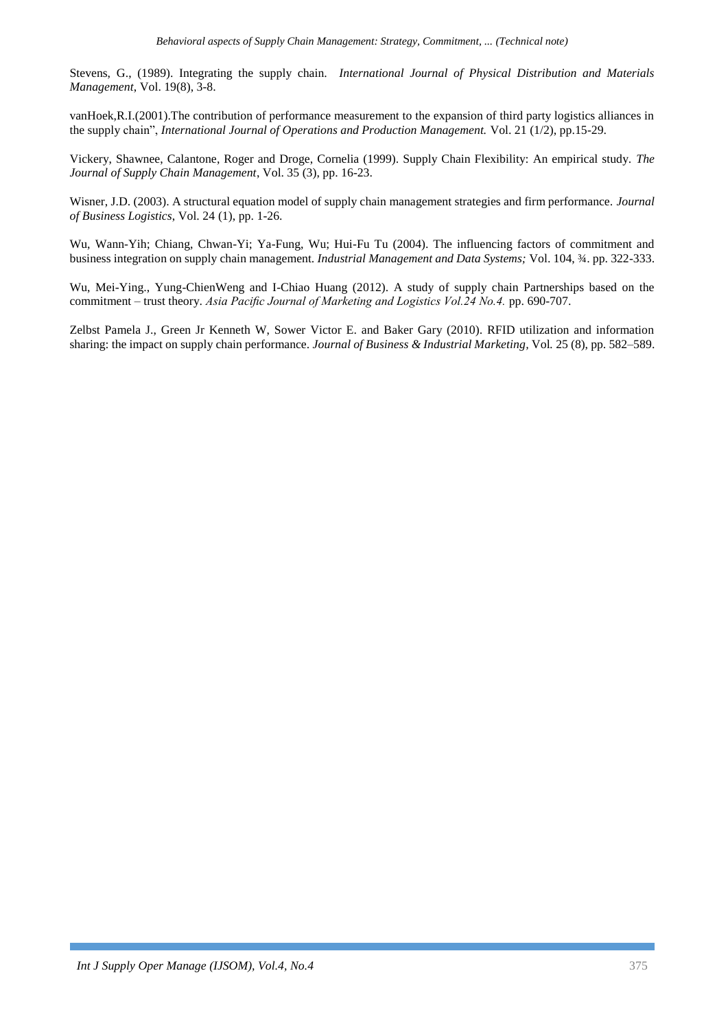Stevens, G., (1989). Integrating the supply chain. *International Journal of Physical Distribution and Materials Management,* Vol. 19(8), 3-8.

vanHoek,R.I.(2001).The contribution of performance measurement to the expansion of third party logistics alliances in the supply chain", *International Journal of Operations and Production Management.* Vol. 21 (1/2), pp.15-29.

Vickery, Shawnee, Calantone, Roger and Droge, Cornelia (1999). Supply Chain Flexibility: An empirical study. *The Journal of Supply Chain Management*, Vol. 35 (3), pp. 16-23.

Wisner, J.D. (2003). A structural equation model of supply chain management strategies and firm performance. *Journal of Business Logistics*, Vol. 24 (1), pp. 1-26.

Wu, Wann-Yih; Chiang, Chwan-Yi; Ya-Fung, Wu; Hui-Fu Tu (2004). The influencing factors of commitment and business integration on supply chain management. *Industrial Management and Data Systems;* Vol. 104, ¾. pp. 322-333.

Wu, Mei-Ying., Yung-ChienWeng and I-Chiao Huang (2012). A study of supply chain Partnerships based on the commitment – trust theory. *Asia Pacific Journal of Marketing and Logistics Vol.24 No.4.* pp. 690-707.

Zelbst Pamela J., Green Jr Kenneth W, Sower Victor E. and Baker Gary (2010). RFID utilization and information sharing: the impact on supply chain performance. *Journal of Business & Industrial Marketing*, Vol. 25 (8), pp. 582–589.